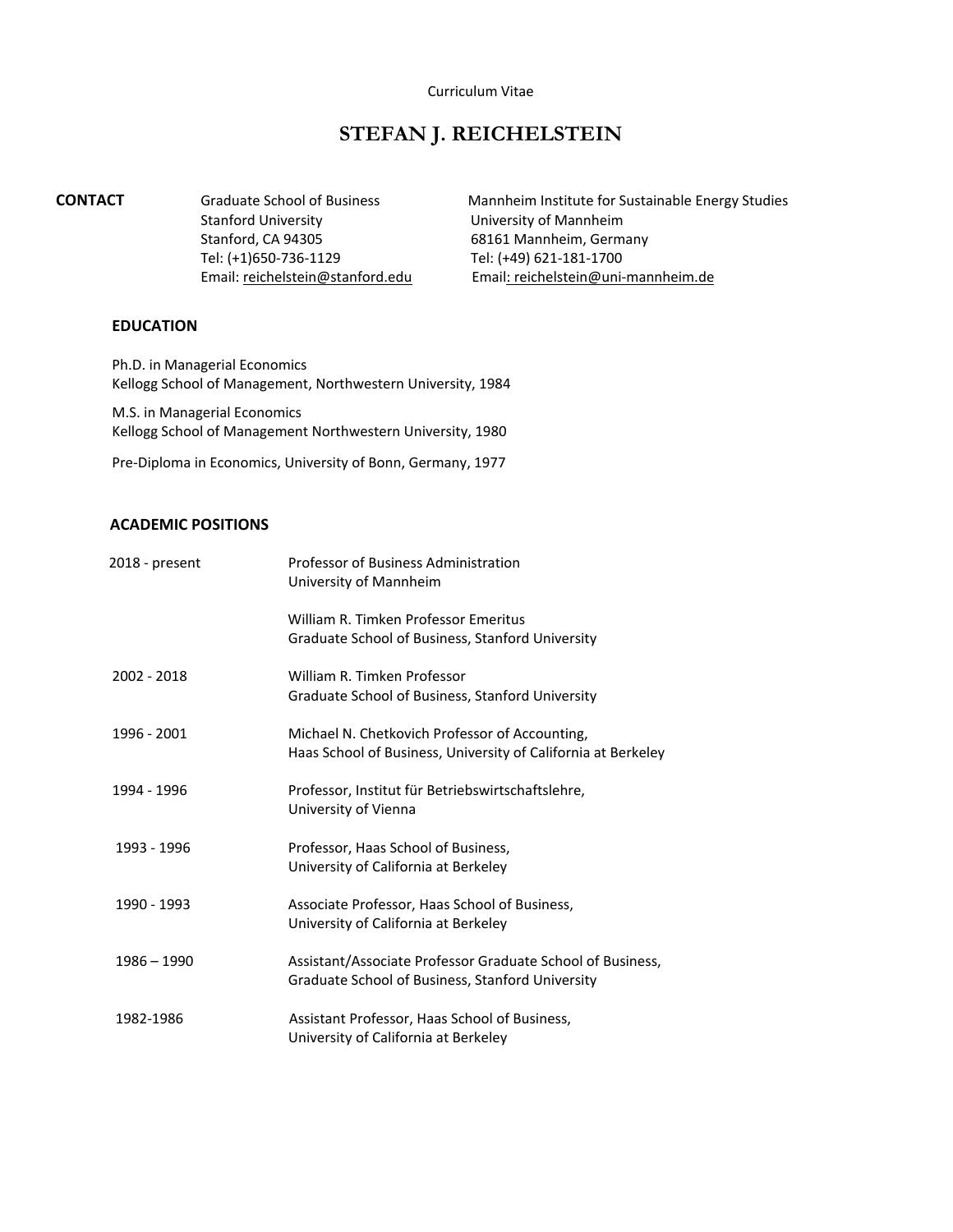Curriculum Vitae

# STEFAN J. REICHELSTEIN

**CONTACT**

Graduate School of Business
Stanford University
Stanford, CA 94305
Tel: (+1)650-736-1129
Email: reichelstein@stanford.edu

Mannheim Institute for Sustainable Energy Studies
University of Mannheim
68161 Mannheim, Germany
Tel: (+49) 621-181-1700
Email: reichelstein@uni-mannheim.de

## EDUCATION

Ph.D. in Managerial Economics
Kellogg School of Management, Northwestern University, 1984

M.S. in Managerial Economics
Kellogg School of Management Northwestern University, 1980

Pre-Diploma in Economics, University of Bonn, Germany, 1977

## ACADEMIC POSITIONS

| | |
|---|---|
| 2018 - present | Professor of Business Administration<br>University of Mannheim |
| | William R. Timken Professor Emeritus<br>Graduate School of Business, Stanford University |
| 2002 - 2018 | William R. Timken Professor<br>Graduate School of Business, Stanford University |
| 1996 - 2001 | Michael N. Chetkovich Professor of Accounting,<br>Haas School of Business, University of California at Berkeley |
| 1994 - 1996 | Professor, Institut für Betriebswirtschaftslehre,<br>University of Vienna |
| 1993 - 1996 | Professor, Haas School of Business,<br>University of California at Berkeley |
| 1990 - 1993 | Associate Professor, Haas School of Business,<br>University of California at Berkeley |
| 1986 – 1990 | Assistant/Associate Professor Graduate School of Business,<br>Graduate School of Business, Stanford University |
| 1982-1986 | Assistant Professor, Haas School of Business,<br>University of California at Berkeley |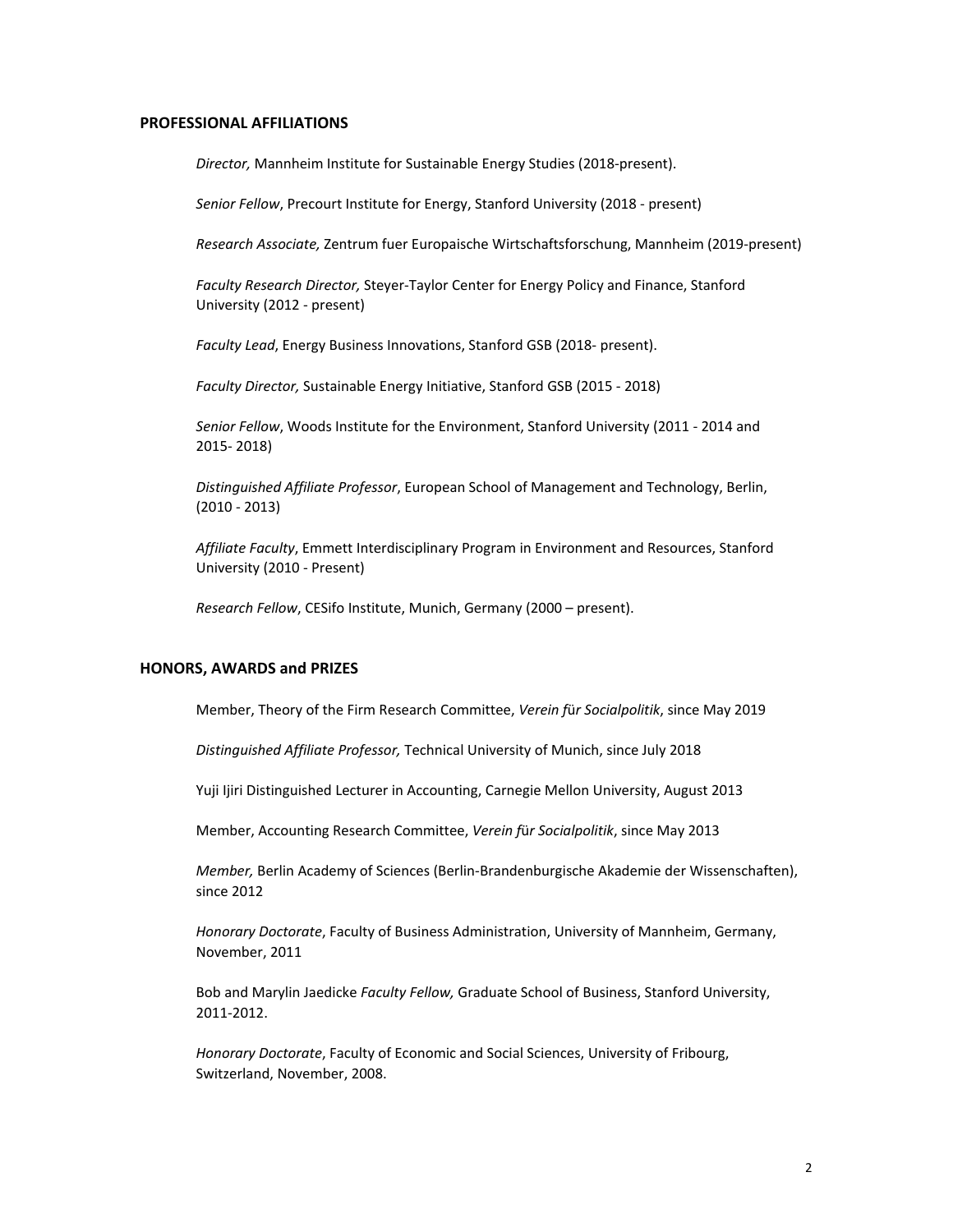## PROFESSIONAL AFFILIATIONS

*Director,* Mannheim Institute for Sustainable Energy Studies (2018-present).

*Senior Fellow*, Precourt Institute for Energy, Stanford University (2018 - present)

*Research Associate,* Zentrum fuer Europaische Wirtschaftsforschung, Mannheim (2019-present)

*Faculty Research Director,* Steyer-Taylor Center for Energy Policy and Finance, Stanford University (2012 - present)

*Faculty Lead*, Energy Business Innovations, Stanford GSB (2018- present).

*Faculty Director,* Sustainable Energy Initiative, Stanford GSB (2015 - 2018)

*Senior Fellow*, Woods Institute for the Environment, Stanford University (2011 - 2014 and 2015- 2018)

*Distinguished Affiliate Professor*, European School of Management and Technology, Berlin, (2010 - 2013)

*Affiliate Faculty*, Emmett Interdisciplinary Program in Environment and Resources, Stanford University (2010 - Present)

*Research Fellow*, CESifo Institute, Munich, Germany (2000 – present).

## HONORS, AWARDS and PRIZES

Member, Theory of the Firm Research Committee, *Verein für Socialpolitik*, since May 2019

*Distinguished Affiliate Professor,* Technical University of Munich, since July 2018

Yuji Ijiri Distinguished Lecturer in Accounting, Carnegie Mellon University, August 2013

Member, Accounting Research Committee, *Verein für Socialpolitik*, since May 2013

*Member,* Berlin Academy of Sciences (Berlin-Brandenburgische Akademie der Wissenschaften), since 2012

*Honorary Doctorate*, Faculty of Business Administration, University of Mannheim, Germany, November, 2011

Bob and Marylin Jaedicke *Faculty Fellow,* Graduate School of Business, Stanford University, 2011-2012.

*Honorary Doctorate*, Faculty of Economic and Social Sciences, University of Fribourg, Switzerland, November, 2008.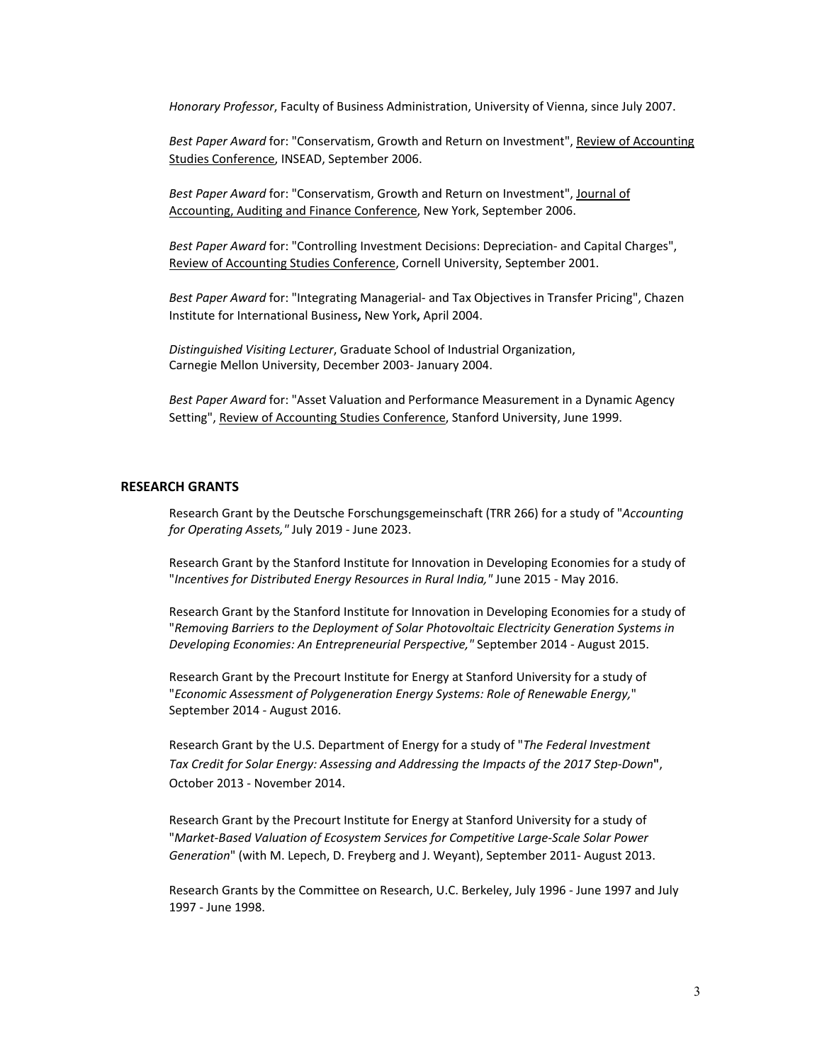*Honorary Professor*, Faculty of Business Administration, University of Vienna, since July 2007.

*Best Paper Award* for: "Conservatism, Growth and Return on Investment", Review of Accounting Studies Conference, INSEAD, September 2006.

*Best Paper Award* for: "Conservatism, Growth and Return on Investment", Journal of Accounting, Auditing and Finance Conference, New York, September 2006.

*Best Paper Award* for: "Controlling Investment Decisions: Depreciation- and Capital Charges", Review of Accounting Studies Conference, Cornell University, September 2001.

*Best Paper Award* for: "Integrating Managerial- and Tax Objectives in Transfer Pricing", Chazen Institute for International Business**,** New York**,** April 2004.

*Distinguished Visiting Lecturer*, Graduate School of Industrial Organization, Carnegie Mellon University, December 2003- January 2004.

*Best Paper Award* for: "Asset Valuation and Performance Measurement in a Dynamic Agency Setting", Review of Accounting Studies Conference, Stanford University, June 1999.

## RESEARCH GRANTS

Research Grant by the Deutsche Forschungsgemeinschaft (TRR 266) for a study of "*Accounting for Operating Assets,"* July 2019 - June 2023.

Research Grant by the Stanford Institute for Innovation in Developing Economies for a study of "*Incentives for Distributed Energy Resources in Rural India,"* June 2015 - May 2016.

Research Grant by the Stanford Institute for Innovation in Developing Economies for a study of "*Removing Barriers to the Deployment of Solar Photovoltaic Electricity Generation Systems in Developing Economies: An Entrepreneurial Perspective,"* September 2014 - August 2015.

Research Grant by the Precourt Institute for Energy at Stanford University for a study of "*Economic Assessment of Polygeneration Energy Systems: Role of Renewable Energy,*" September 2014 - August 2016.

Research Grant by the U.S. Department of Energy for a study of "*The Federal Investment Tax Credit for Solar Energy: Assessing and Addressing the Impacts of the 2017 Step-Down***"**, October 2013 - November 2014.

Research Grant by the Precourt Institute for Energy at Stanford University for a study of "*Market-Based Valuation of Ecosystem Services for Competitive Large-Scale Solar Power Generation*" (with M. Lepech, D. Freyberg and J. Weyant), September 2011- August 2013.

Research Grants by the Committee on Research, U.C. Berkeley, July 1996 - June 1997 and July 1997 - June 1998.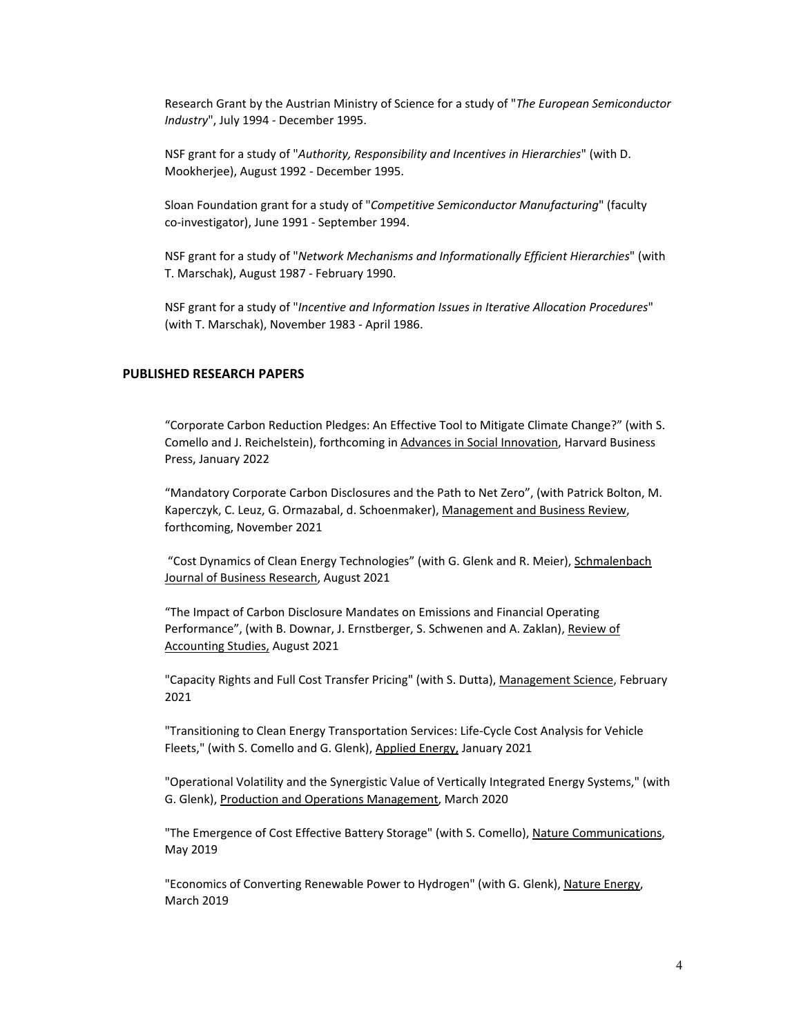Research Grant by the Austrian Ministry of Science for a study of "*The European Semiconductor Industry*", July 1994 - December 1995.

NSF grant for a study of "*Authority, Responsibility and Incentives in Hierarchies*" (with D. Mookherjee), August 1992 - December 1995.

Sloan Foundation grant for a study of "*Competitive Semiconductor Manufacturing*" (faculty co-investigator), June 1991 - September 1994.

NSF grant for a study of "*Network Mechanisms and Informationally Efficient Hierarchies*" (with T. Marschak), August 1987 - February 1990.

NSF grant for a study of "*Incentive and Information Issues in Iterative Allocation Procedures*" (with T. Marschak), November 1983 - April 1986.

## PUBLISHED RESEARCH PAPERS

"Corporate Carbon Reduction Pledges: An Effective Tool to Mitigate Climate Change?" (with S. Comello and J. Reichelstein), forthcoming in Advances in Social Innovation, Harvard Business Press, January 2022

"Mandatory Corporate Carbon Disclosures and the Path to Net Zero", (with Patrick Bolton, M. Kaperczyk, C. Leuz, G. Ormazabal, d. Schoenmaker), Management and Business Review, forthcoming, November 2021

"Cost Dynamics of Clean Energy Technologies" (with G. Glenk and R. Meier), Schmalenbach Journal of Business Research, August 2021

"The Impact of Carbon Disclosure Mandates on Emissions and Financial Operating Performance", (with B. Downar, J. Ernstberger, S. Schwenen and A. Zaklan), Review of Accounting Studies, August 2021

"Capacity Rights and Full Cost Transfer Pricing" (with S. Dutta), Management Science, February 2021

"Transitioning to Clean Energy Transportation Services: Life-Cycle Cost Analysis for Vehicle Fleets," (with S. Comello and G. Glenk), Applied Energy, January 2021

"Operational Volatility and the Synergistic Value of Vertically Integrated Energy Systems," (with G. Glenk), Production and Operations Management, March 2020

"The Emergence of Cost Effective Battery Storage" (with S. Comello), Nature Communications, May 2019

"Economics of Converting Renewable Power to Hydrogen" (with G. Glenk), Nature Energy, March 2019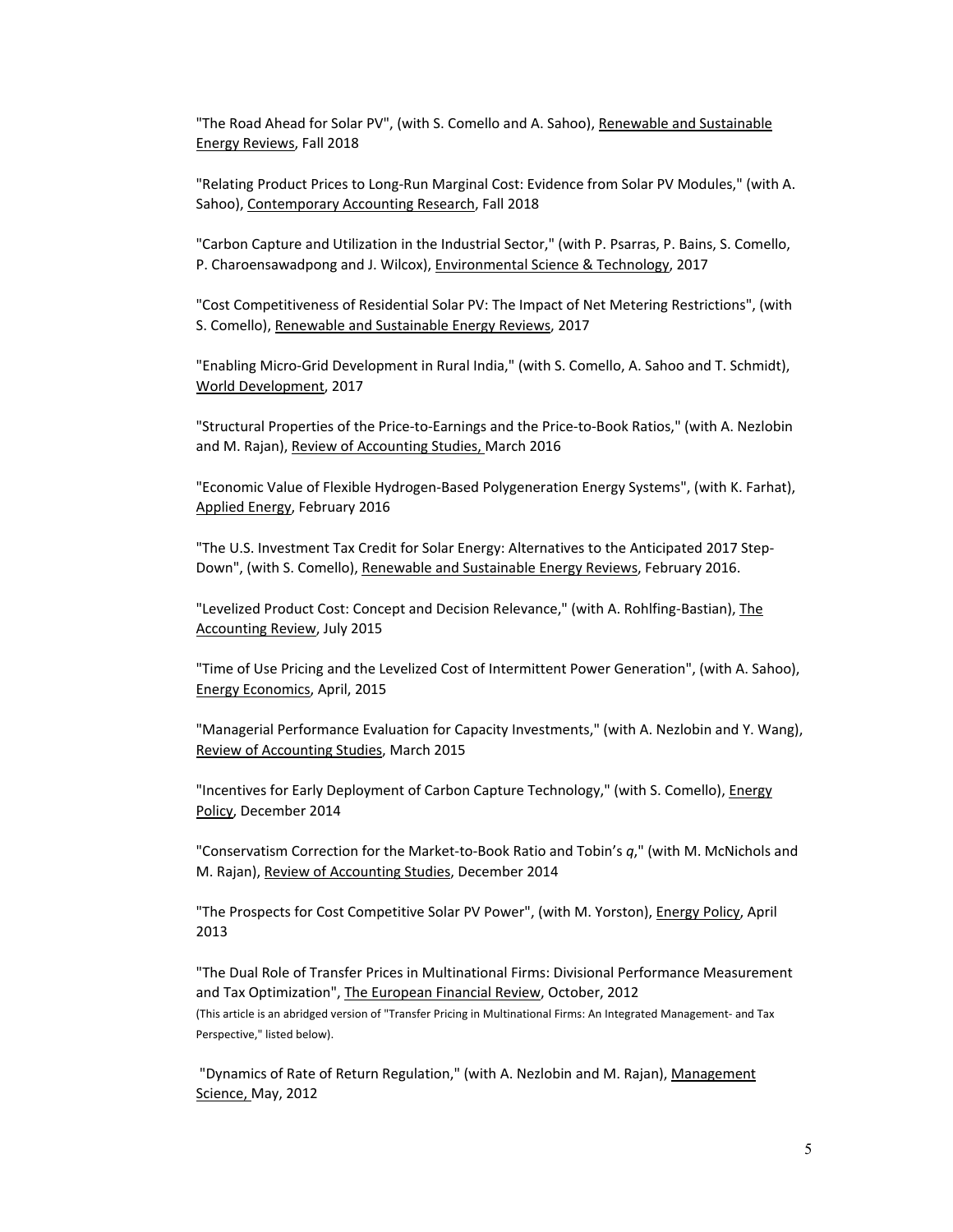"The Road Ahead for Solar PV", (with S. Comello and A. Sahoo), Renewable and Sustainable Energy Reviews, Fall 2018

"Relating Product Prices to Long-Run Marginal Cost: Evidence from Solar PV Modules," (with A. Sahoo), Contemporary Accounting Research, Fall 2018

"Carbon Capture and Utilization in the Industrial Sector," (with P. Psarras, P. Bains, S. Comello, P. Charoensawadpong and J. Wilcox), Environmental Science & Technology, 2017

"Cost Competitiveness of Residential Solar PV: The Impact of Net Metering Restrictions", (with S. Comello), Renewable and Sustainable Energy Reviews, 2017

"Enabling Micro-Grid Development in Rural India," (with S. Comello, A. Sahoo and T. Schmidt), World Development, 2017

"Structural Properties of the Price-to-Earnings and the Price-to-Book Ratios," (with A. Nezlobin and M. Rajan), Review of Accounting Studies, March 2016

"Economic Value of Flexible Hydrogen-Based Polygeneration Energy Systems", (with K. Farhat), Applied Energy, February 2016

"The U.S. Investment Tax Credit for Solar Energy: Alternatives to the Anticipated 2017 Step-Down", (with S. Comello), Renewable and Sustainable Energy Reviews, February 2016.

"Levelized Product Cost: Concept and Decision Relevance," (with A. Rohlfing-Bastian), The Accounting Review, July 2015

"Time of Use Pricing and the Levelized Cost of Intermittent Power Generation", (with A. Sahoo), Energy Economics, April, 2015

"Managerial Performance Evaluation for Capacity Investments," (with A. Nezlobin and Y. Wang), Review of Accounting Studies, March 2015

"Incentives for Early Deployment of Carbon Capture Technology," (with S. Comello), Energy Policy, December 2014

"Conservatism Correction for the Market-to-Book Ratio and Tobin's *q*," (with M. McNichols and M. Rajan), Review of Accounting Studies, December 2014

"The Prospects for Cost Competitive Solar PV Power", (with M. Yorston), Energy Policy, April 2013

"The Dual Role of Transfer Prices in Multinational Firms: Divisional Performance Measurement and Tax Optimization", The European Financial Review, October, 2012
(This article is an abridged version of "Transfer Pricing in Multinational Firms: An Integrated Management- and Tax Perspective," listed below).

"Dynamics of Rate of Return Regulation," (with A. Nezlobin and M. Rajan), Management Science, May, 2012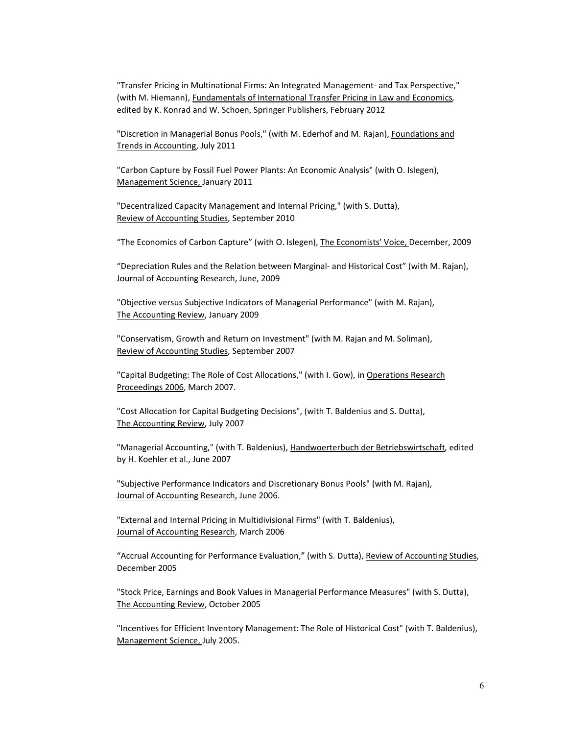"Transfer Pricing in Multinational Firms: An Integrated Management- and Tax Perspective," (with M. Hiemann), Fundamentals of International Transfer Pricing in Law and Economics, edited by K. Konrad and W. Schoen, Springer Publishers, February 2012

"Discretion in Managerial Bonus Pools," (with M. Ederhof and M. Rajan), Foundations and Trends in Accounting, July 2011

"Carbon Capture by Fossil Fuel Power Plants: An Economic Analysis" (with O. Islegen), Management Science, January 2011

"Decentralized Capacity Management and Internal Pricing," (with S. Dutta), Review of Accounting Studies, September 2010

"The Economics of Carbon Capture" (with O. Islegen), The Economists' Voice, December, 2009

"Depreciation Rules and the Relation between Marginal- and Historical Cost" (with M. Rajan), Journal of Accounting Research, June, 2009

"Objective versus Subjective Indicators of Managerial Performance" (with M. Rajan), The Accounting Review, January 2009

"Conservatism, Growth and Return on Investment" (with M. Rajan and M. Soliman), Review of Accounting Studies, September 2007

"Capital Budgeting: The Role of Cost Allocations," (with I. Gow), in Operations Research Proceedings 2006, March 2007.

"Cost Allocation for Capital Budgeting Decisions", (with T. Baldenius and S. Dutta), The Accounting Review, July 2007

"Managerial Accounting," (with T. Baldenius), Handwoerterbuch der Betriebswirtschaft, edited by H. Koehler et al., June 2007

"Subjective Performance Indicators and Discretionary Bonus Pools" (with M. Rajan), Journal of Accounting Research, June 2006.

"External and Internal Pricing in Multidivisional Firms" (with T. Baldenius), Journal of Accounting Research, March 2006

"Accrual Accounting for Performance Evaluation," (with S. Dutta), Review of Accounting Studies, December 2005

"Stock Price, Earnings and Book Values in Managerial Performance Measures" (with S. Dutta), The Accounting Review, October 2005

"Incentives for Efficient Inventory Management: The Role of Historical Cost" (with T. Baldenius), Management Science, July 2005.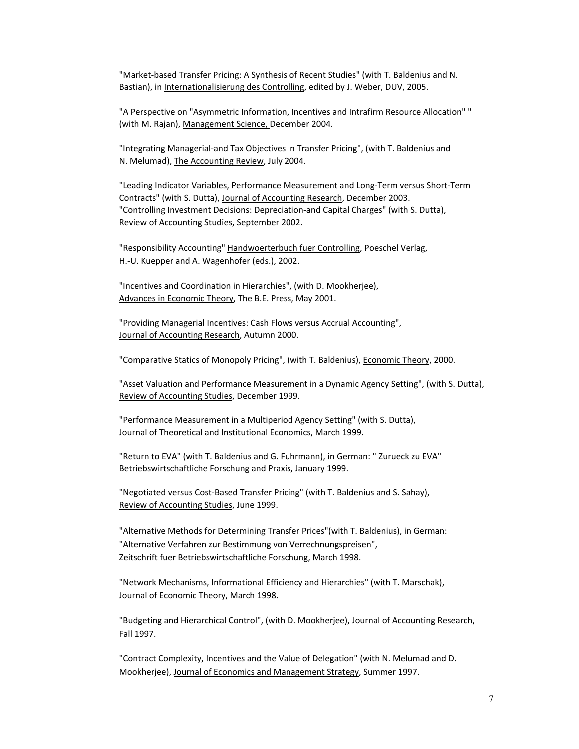"Market-based Transfer Pricing: A Synthesis of Recent Studies" (with T. Baldenius and N. Bastian), in Internationalisierung des Controlling, edited by J. Weber, DUV, 2005.

"A Perspective on "Asymmetric Information, Incentives and Intrafirm Resource Allocation" " (with M. Rajan), Management Science, December 2004.

"Integrating Managerial-and Tax Objectives in Transfer Pricing", (with T. Baldenius and N. Melumad), The Accounting Review, July 2004.

"Leading Indicator Variables, Performance Measurement and Long-Term versus Short-Term Contracts" (with S. Dutta), Journal of Accounting Research, December 2003.
"Controlling Investment Decisions: Depreciation-and Capital Charges" (with S. Dutta), Review of Accounting Studies, September 2002.

"Responsibility Accounting" Handwoerterbuch fuer Controlling, Poeschel Verlag, H.-U. Kuepper and A. Wagenhofer (eds.), 2002.

"Incentives and Coordination in Hierarchies", (with D. Mookherjee), Advances in Economic Theory, The B.E. Press, May 2001.

"Providing Managerial Incentives: Cash Flows versus Accrual Accounting", Journal of Accounting Research, Autumn 2000.

"Comparative Statics of Monopoly Pricing", (with T. Baldenius), Economic Theory, 2000.

"Asset Valuation and Performance Measurement in a Dynamic Agency Setting", (with S. Dutta), Review of Accounting Studies, December 1999.

"Performance Measurement in a Multiperiod Agency Setting" (with S. Dutta), Journal of Theoretical and Institutional Economics, March 1999.

"Return to EVA" (with T. Baldenius and G. Fuhrmann), in German: " Zurueck zu EVA" Betriebswirtschaftliche Forschung and Praxis, January 1999.

"Negotiated versus Cost-Based Transfer Pricing" (with T. Baldenius and S. Sahay), Review of Accounting Studies, June 1999.

"Alternative Methods for Determining Transfer Prices"(with T. Baldenius), in German: "Alternative Verfahren zur Bestimmung von Verrechnungspreisen", Zeitschrift fuer Betriebswirtschaftliche Forschung, March 1998.

"Network Mechanisms, Informational Efficiency and Hierarchies" (with T. Marschak), Journal of Economic Theory, March 1998.

"Budgeting and Hierarchical Control", (with D. Mookherjee), Journal of Accounting Research, Fall 1997.

"Contract Complexity, Incentives and the Value of Delegation" (with N. Melumad and D. Mookherjee), Journal of Economics and Management Strategy, Summer 1997.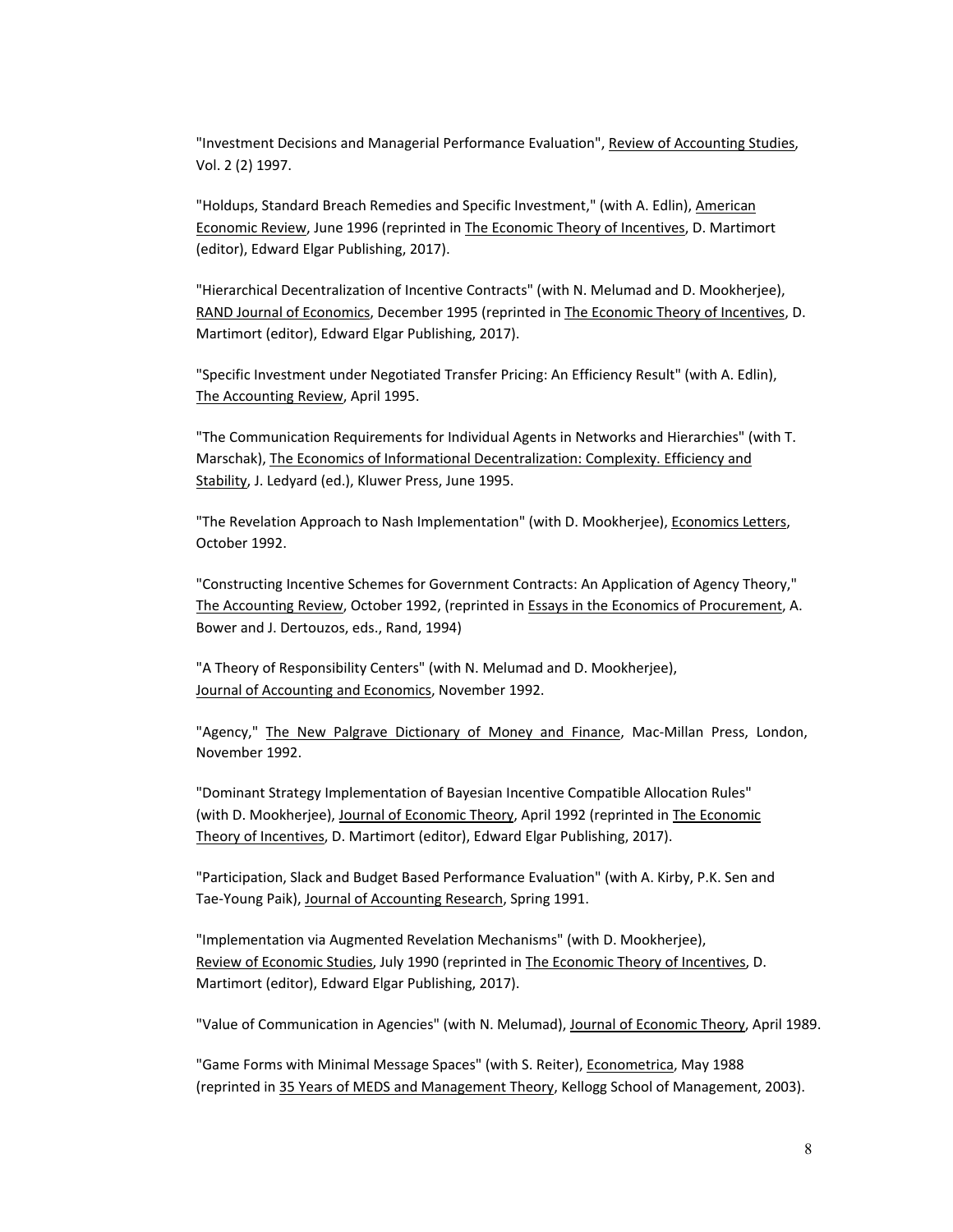"Investment Decisions and Managerial Performance Evaluation", Review of Accounting Studies, Vol. 2 (2) 1997.

"Holdups, Standard Breach Remedies and Specific Investment," (with A. Edlin), American Economic Review, June 1996 (reprinted in The Economic Theory of Incentives, D. Martimort (editor), Edward Elgar Publishing, 2017).

"Hierarchical Decentralization of Incentive Contracts" (with N. Melumad and D. Mookherjee), RAND Journal of Economics, December 1995 (reprinted in The Economic Theory of Incentives, D. Martimort (editor), Edward Elgar Publishing, 2017).

"Specific Investment under Negotiated Transfer Pricing: An Efficiency Result" (with A. Edlin), The Accounting Review, April 1995.

"The Communication Requirements for Individual Agents in Networks and Hierarchies" (with T. Marschak), The Economics of Informational Decentralization: Complexity. Efficiency and Stability, J. Ledyard (ed.), Kluwer Press, June 1995.

"The Revelation Approach to Nash Implementation" (with D. Mookherjee), Economics Letters, October 1992.

"Constructing Incentive Schemes for Government Contracts: An Application of Agency Theory," The Accounting Review, October 1992, (reprinted in Essays in the Economics of Procurement, A. Bower and J. Dertouzos, eds., Rand, 1994)

"A Theory of Responsibility Centers" (with N. Melumad and D. Mookherjee), Journal of Accounting and Economics, November 1992.

"Agency," The New Palgrave Dictionary of Money and Finance, Mac-Millan Press, London, November 1992.

"Dominant Strategy Implementation of Bayesian Incentive Compatible Allocation Rules" (with D. Mookherjee), Journal of Economic Theory, April 1992 (reprinted in The Economic Theory of Incentives, D. Martimort (editor), Edward Elgar Publishing, 2017).

"Participation, Slack and Budget Based Performance Evaluation" (with A. Kirby, P.K. Sen and Tae-Young Paik), Journal of Accounting Research, Spring 1991.

"Implementation via Augmented Revelation Mechanisms" (with D. Mookherjee), Review of Economic Studies, July 1990 (reprinted in The Economic Theory of Incentives, D. Martimort (editor), Edward Elgar Publishing, 2017).

"Value of Communication in Agencies" (with N. Melumad), Journal of Economic Theory, April 1989.

"Game Forms with Minimal Message Spaces" (with S. Reiter), Econometrica, May 1988 (reprinted in 35 Years of MEDS and Management Theory, Kellogg School of Management, 2003).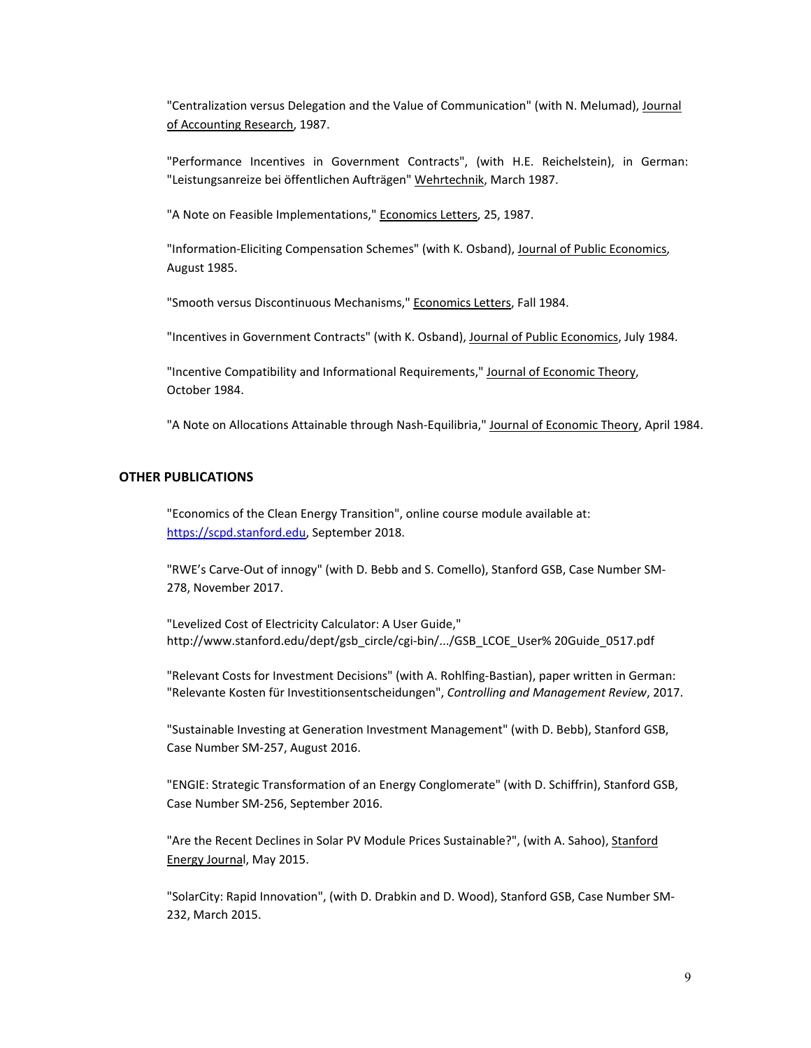"Centralization versus Delegation and the Value of Communication" (with N. Melumad), Journal of Accounting Research, 1987.

"Performance Incentives in Government Contracts", (with H.E. Reichelstein), in German: "Leistungsanreize bei öffentlichen Aufträgen" Wehrtechnik, March 1987.

"A Note on Feasible Implementations," Economics Letters, 25, 1987.

"Information-Eliciting Compensation Schemes" (with K. Osband), Journal of Public Economics, August 1985.

"Smooth versus Discontinuous Mechanisms," Economics Letters, Fall 1984.

"Incentives in Government Contracts" (with K. Osband), Journal of Public Economics, July 1984.

"Incentive Compatibility and Informational Requirements," Journal of Economic Theory, October 1984.

"A Note on Allocations Attainable through Nash-Equilibria," Journal of Economic Theory, April 1984.

## OTHER PUBLICATIONS

"Economics of the Clean Energy Transition", online course module available at: https://scpd.stanford.edu, September 2018.

"RWE's Carve-Out of innogy" (with D. Bebb and S. Comello), Stanford GSB, Case Number SM-278, November 2017.

"Levelized Cost of Electricity Calculator: A User Guide," http://www.stanford.edu/dept/gsb_circle/cgi-bin/.../GSB_LCOE_User% 20Guide_0517.pdf

"Relevant Costs for Investment Decisions" (with A. Rohlfing-Bastian), paper written in German: "Relevante Kosten für Investitionsentscheidungen", *Controlling and Management Review*, 2017.

"Sustainable Investing at Generation Investment Management" (with D. Bebb), Stanford GSB, Case Number SM-257, August 2016.

"ENGIE: Strategic Transformation of an Energy Conglomerate" (with D. Schiffrin), Stanford GSB, Case Number SM-256, September 2016.

"Are the Recent Declines in Solar PV Module Prices Sustainable?", (with A. Sahoo), Stanford Energy Journal, May 2015.

"SolarCity: Rapid Innovation", (with D. Drabkin and D. Wood), Stanford GSB, Case Number SM-232, March 2015.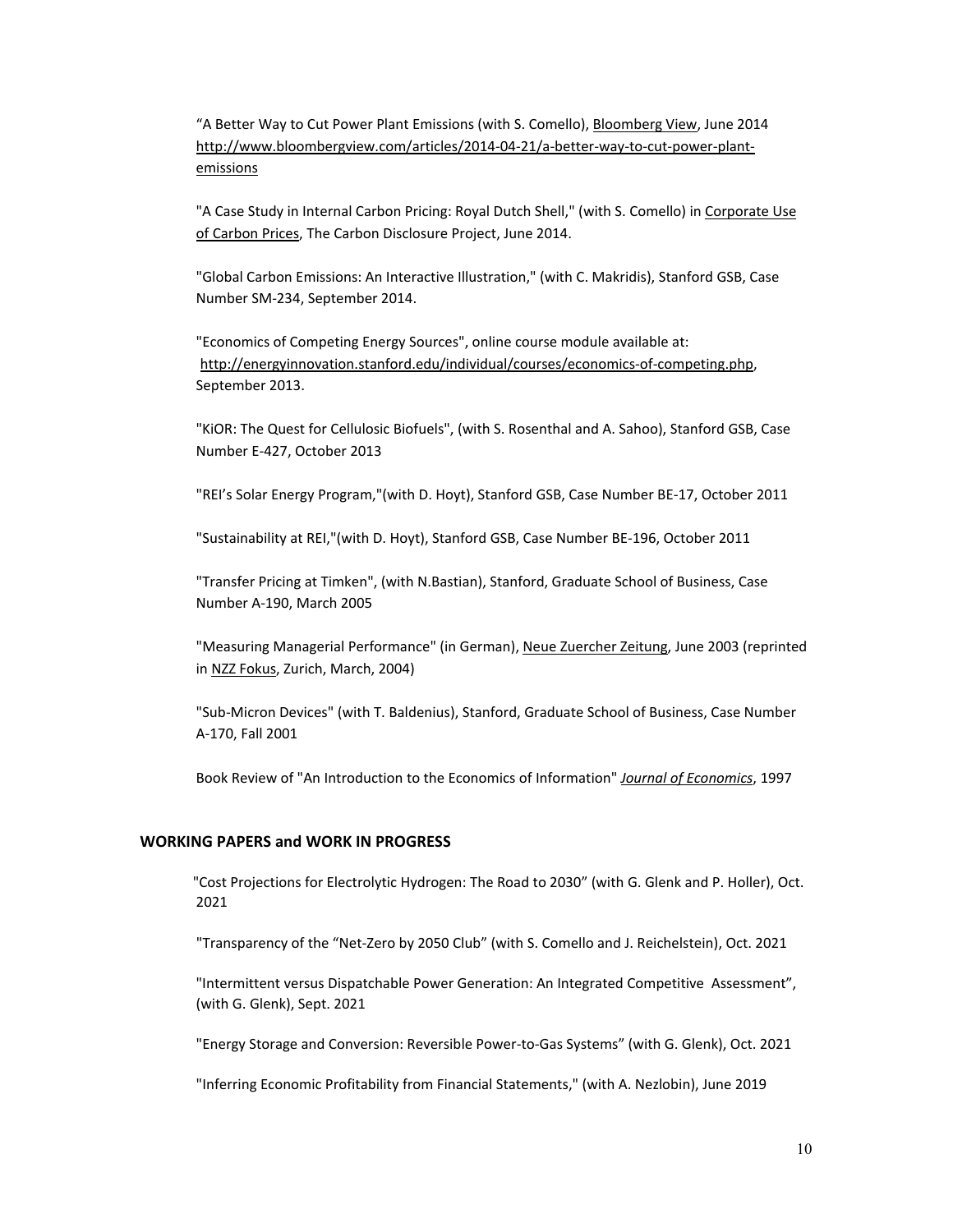"A Better Way to Cut Power Plant Emissions (with S. Comello), Bloomberg View, June 2014 http://www.bloombergview.com/articles/2014-04-21/a-better-way-to-cut-power-plant-emissions

"A Case Study in Internal Carbon Pricing: Royal Dutch Shell," (with S. Comello) in Corporate Use of Carbon Prices, The Carbon Disclosure Project, June 2014.

"Global Carbon Emissions: An Interactive Illustration," (with C. Makridis), Stanford GSB, Case Number SM-234, September 2014.

"Economics of Competing Energy Sources", online course module available at: http://energyinnovation.stanford.edu/individual/courses/economics-of-competing.php, September 2013.

"KiOR: The Quest for Cellulosic Biofuels", (with S. Rosenthal and A. Sahoo), Stanford GSB, Case Number E-427, October 2013

"REI's Solar Energy Program,"(with D. Hoyt), Stanford GSB, Case Number BE-17, October 2011

"Sustainability at REI,"(with D. Hoyt), Stanford GSB, Case Number BE-196, October 2011

"Transfer Pricing at Timken", (with N.Bastian), Stanford, Graduate School of Business, Case Number A-190, March 2005

"Measuring Managerial Performance" (in German), Neue Zuercher Zeitung, June 2003 (reprinted in NZZ Fokus, Zurich, March, 2004)

"Sub-Micron Devices" (with T. Baldenius), Stanford, Graduate School of Business, Case Number A-170, Fall 2001

Book Review of "An Introduction to the Economics of Information" *Journal of Economics*, 1997

## WORKING PAPERS and WORK IN PROGRESS

"Cost Projections for Electrolytic Hydrogen: The Road to 2030" (with G. Glenk and P. Holler), Oct. 2021

"Transparency of the "Net-Zero by 2050 Club" (with S. Comello and J. Reichelstein), Oct. 2021

"Intermittent versus Dispatchable Power Generation: An Integrated Competitive Assessment", (with G. Glenk), Sept. 2021

"Energy Storage and Conversion: Reversible Power-to-Gas Systems" (with G. Glenk), Oct. 2021

"Inferring Economic Profitability from Financial Statements," (with A. Nezlobin), June 2019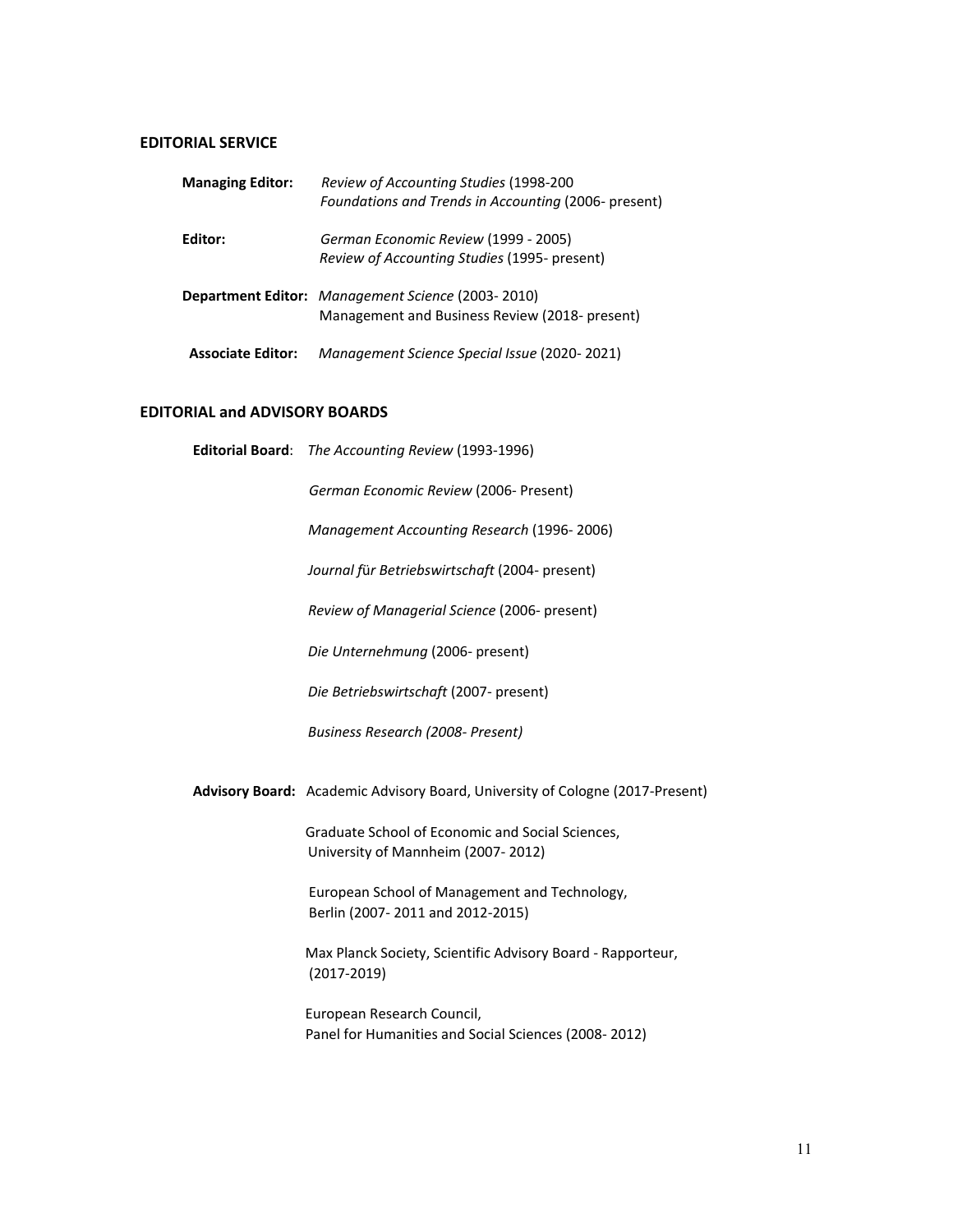## EDITORIAL SERVICE

**Managing Editor:** *Review of Accounting Studies* (1998-200
*Foundations and Trends in Accounting* (2006- present)

**Editor:** *German Economic Review* (1999 - 2005)
*Review of Accounting Studies* (1995- present)

**Department Editor:** *Management Science* (2003- 2010)
Management and Business Review (2018- present)

**Associate Editor:** *Management Science Special Issue* (2020- 2021)

## EDITORIAL and ADVISORY BOARDS

**Editorial Board**: *The Accounting Review* (1993-1996)

*German Economic Review* (2006- Present)

*Management Accounting Research* (1996- 2006)

*Journal für Betriebswirtschaft* (2004- present)

*Review of Managerial Science* (2006- present)

*Die Unternehmung* (2006- present)

*Die Betriebswirtschaft* (2007- present)

*Business Research (2008- Present)*

**Advisory Board:** Academic Advisory Board, University of Cologne (2017-Present)

Graduate School of Economic and Social Sciences, University of Mannheim (2007- 2012)

European School of Management and Technology, Berlin (2007- 2011 and 2012-2015)

Max Planck Society, Scientific Advisory Board - Rapporteur, (2017-2019)

European Research Council, Panel for Humanities and Social Sciences (2008- 2012)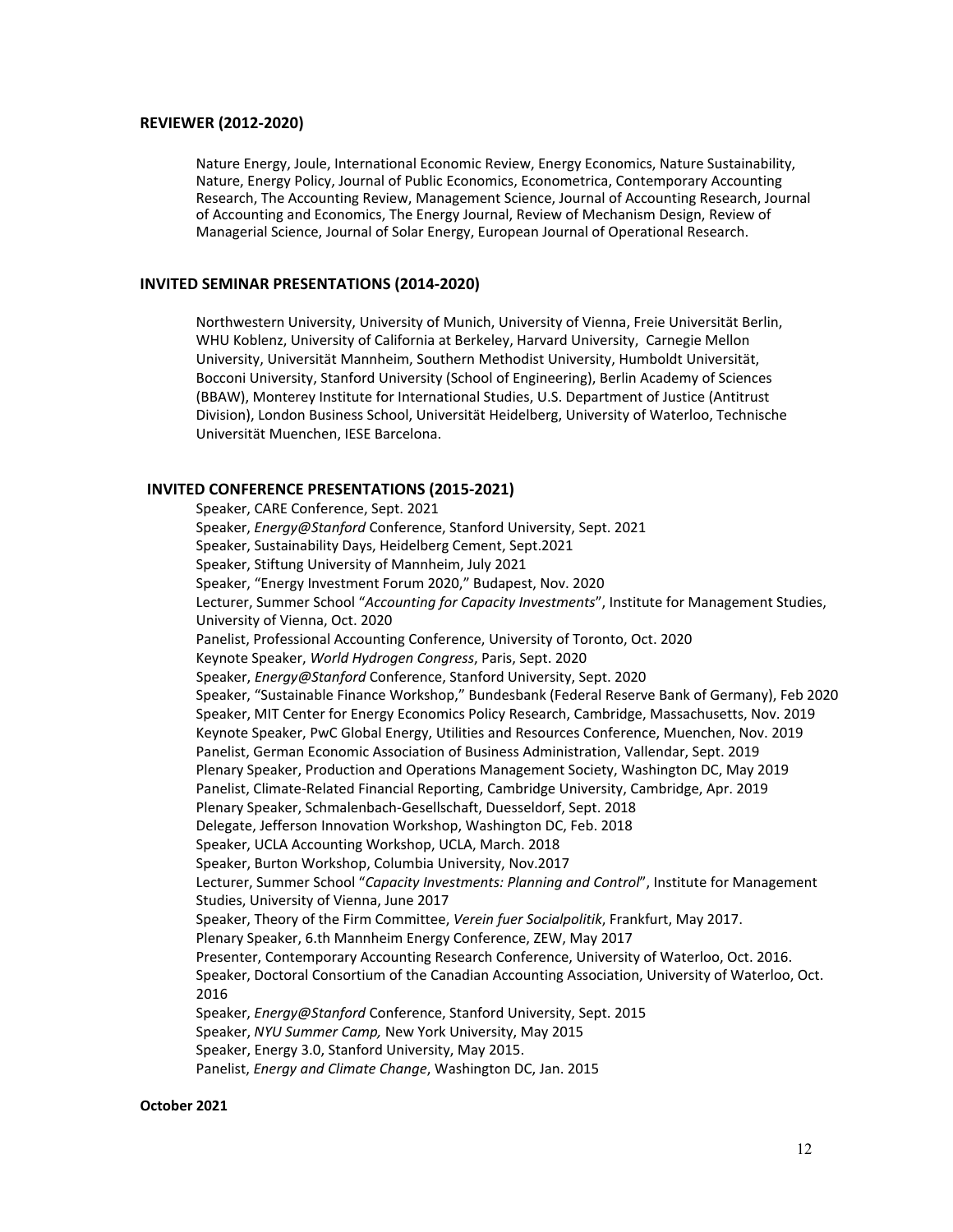## REVIEWER (2012-2020)

Nature Energy, Joule, International Economic Review, Energy Economics, Nature Sustainability, Nature, Energy Policy, Journal of Public Economics, Econometrica, Contemporary Accounting Research, The Accounting Review, Management Science, Journal of Accounting Research, Journal of Accounting and Economics, The Energy Journal, Review of Mechanism Design, Review of Managerial Science, Journal of Solar Energy, European Journal of Operational Research.

## INVITED SEMINAR PRESENTATIONS (2014-2020)

Northwestern University, University of Munich, University of Vienna, Freie Universität Berlin, WHU Koblenz, University of California at Berkeley, Harvard University, Carnegie Mellon University, Universität Mannheim, Southern Methodist University, Humboldt Universität, Bocconi University, Stanford University (School of Engineering), Berlin Academy of Sciences (BBAW), Monterey Institute for International Studies, U.S. Department of Justice (Antitrust Division), London Business School, Universität Heidelberg, University of Waterloo, Technische Universität Muenchen, IESE Barcelona.

## INVITED CONFERENCE PRESENTATIONS (2015-2021)

Speaker, CARE Conference, Sept. 2021
Speaker, *Energy@Stanford* Conference, Stanford University, Sept. 2021
Speaker, Sustainability Days, Heidelberg Cement, Sept.2021
Speaker, Stiftung University of Mannheim, July 2021
Speaker, "Energy Investment Forum 2020," Budapest, Nov. 2020
Lecturer, Summer School "*Accounting for Capacity Investments*", Institute for Management Studies, University of Vienna, Oct. 2020
Panelist, Professional Accounting Conference, University of Toronto, Oct. 2020
Keynote Speaker, *World Hydrogen Congress*, Paris, Sept. 2020
Speaker, *Energy@Stanford* Conference, Stanford University, Sept. 2020
Speaker, "Sustainable Finance Workshop," Bundesbank (Federal Reserve Bank of Germany), Feb 2020
Speaker, MIT Center for Energy Economics Policy Research, Cambridge, Massachusetts, Nov. 2019
Keynote Speaker, PwC Global Energy, Utilities and Resources Conference, Muenchen, Nov. 2019
Panelist, German Economic Association of Business Administration, Vallendar, Sept. 2019
Plenary Speaker, Production and Operations Management Society, Washington DC, May 2019
Panelist, Climate-Related Financial Reporting, Cambridge University, Cambridge, Apr. 2019
Plenary Speaker, Schmalenbach-Gesellschaft, Duesseldorf, Sept. 2018
Delegate, Jefferson Innovation Workshop, Washington DC, Feb. 2018
Speaker, UCLA Accounting Workshop, UCLA, March. 2018
Speaker, Burton Workshop, Columbia University, Nov.2017
Lecturer, Summer School "*Capacity Investments: Planning and Control*", Institute for Management Studies, University of Vienna, June 2017
Speaker, Theory of the Firm Committee, *Verein fuer Socialpolitik*, Frankfurt, May 2017.
Plenary Speaker, 6.th Mannheim Energy Conference, ZEW, May 2017
Presenter, Contemporary Accounting Research Conference, University of Waterloo, Oct. 2016.
Speaker, Doctoral Consortium of the Canadian Accounting Association, University of Waterloo, Oct. 2016
Speaker, *Energy@Stanford* Conference, Stanford University, Sept. 2015
Speaker, *NYU Summer Camp,* New York University, May 2015
Speaker, Energy 3.0, Stanford University, May 2015.
Panelist, *Energy and Climate Change*, Washington DC, Jan. 2015

**October 2021**